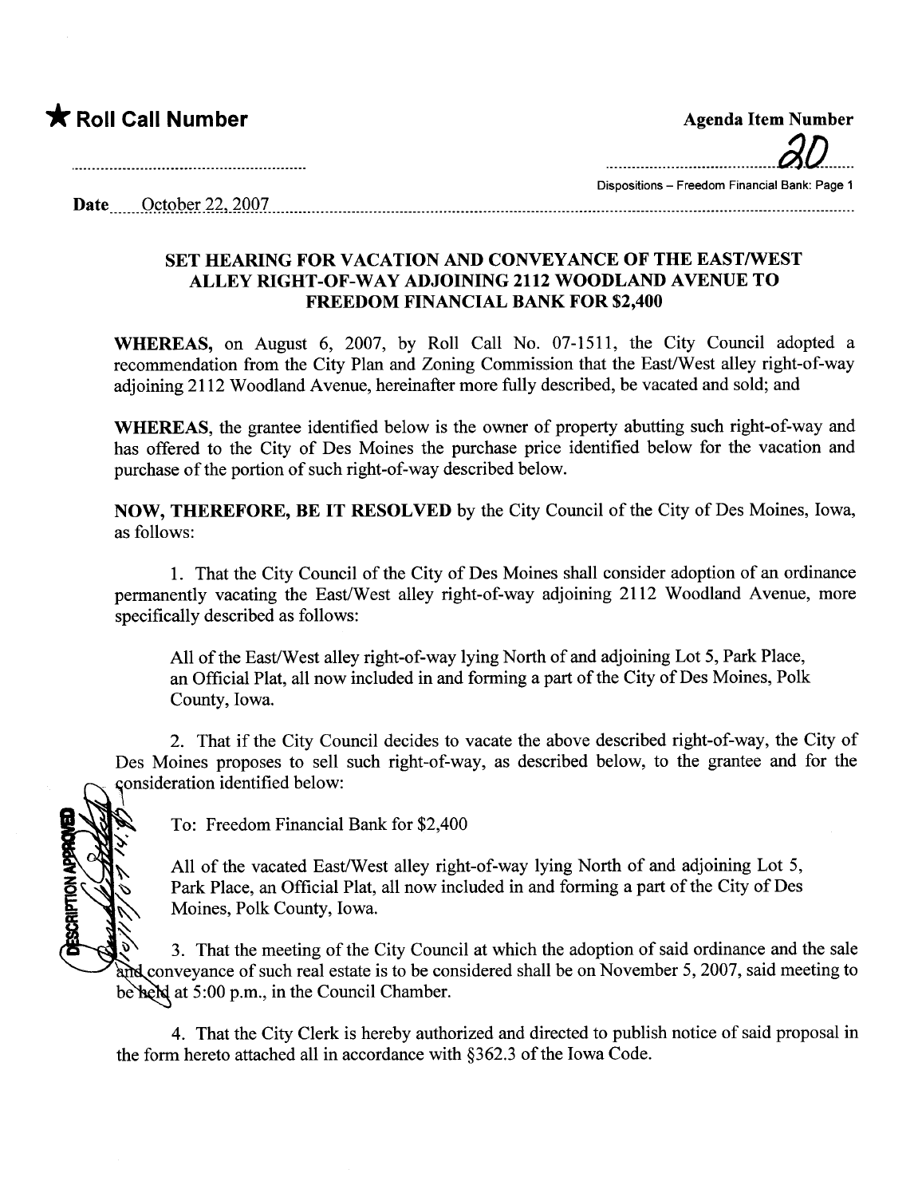★ **Roll Call Number**

**Agenda Item Number**

20

Dispositions – Freedom Financial Bank: Page 1

**Date** October 22, 2007

## SET HEARING FOR VACATION AND CONVEYANCE OF THE EAST/WEST ALLEY RIGHT-OF-WAY ADJOINING 2112 WOODLAND AVENUE TO FREEDOM FINANCIAL BANK FOR $2,400

**WHEREAS,** on August 6, 2007, by Roll Call No. 07-1511, the City Council adopted a recommendation from the City Plan and Zoning Commission that the East/West alley right-of-way adjoining 2112 Woodland Avenue, hereinafter more fully described, be vacated and sold; and

**WHEREAS,** the grantee identified below is the owner of property abutting such right-of-way and has offered to the City of Des Moines the purchase price identified below for the vacation and purchase of the portion of such right-of-way described below.

**NOW, THEREFORE, BE IT RESOLVED** by the City Council of the City of Des Moines, Iowa, as follows:

1. That the City Council of the City of Des Moines shall consider adoption of an ordinance permanently vacating the East/West alley right-of-way adjoining 2112 Woodland Avenue, more specifically described as follows:

   All of the East/West alley right-of-way lying North of and adjoining Lot 5, Park Place, an Official Plat, all now included in and forming a part of the City of Des Moines, Polk County, Iowa.

2. That if the City Council decides to vacate the above described right-of-way, the City of Des Moines proposes to sell such right-of-way, as described below, to the grantee and for the consideration identified below:

   To: Freedom Financial Bank for $2,400

   All of the vacated East/West alley right-of-way lying North of and adjoining Lot 5, Park Place, an Official Plat, all now included in and forming a part of the City of Des Moines, Polk County, Iowa.

3. That the meeting of the City Council at which the adoption of said ordinance and the sale and conveyance of such real estate is to be considered shall be on November 5, 2007, said meeting to be held at 5:00 p.m., in the Council Chamber.

4. That the City Clerk is hereby authorized and directed to publish notice of said proposal in the form hereto attached all in accordance with §362.3 of the Iowa Code.

DESCRIPTION APPROVED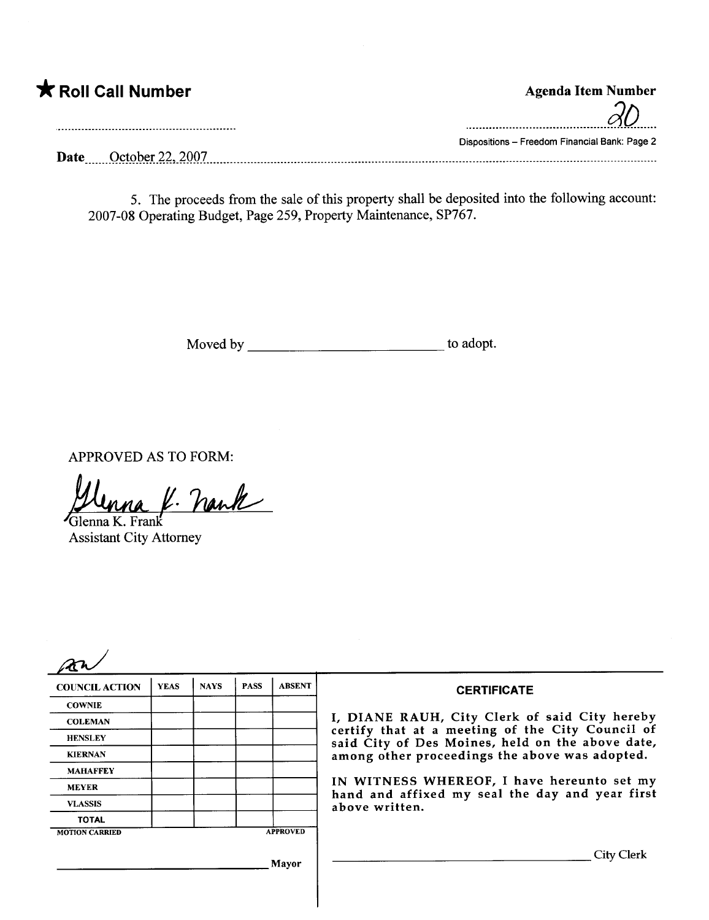★ **Roll Call Number**

**Agenda Item Number**

20

Dispositions – Freedom Financial Bank: Page 2

**Date** October 22, 2007

5. The proceeds from the sale of this property shall be deposited into the following account: 2007-08 Operating Budget, Page 259, Property Maintenance, SP767.

Moved by ____________________________ to adopt.

APPROVED AS TO FORM:

Glenna K. Frank
Assistant City Attorney

| COUNCIL ACTION | YEAS | NAYS | PASS | ABSENT |
|---|---|---|---|---|
| COWNIE | | | | |
| COLEMAN | | | | |
| HENSLEY | | | | |
| KIERNAN | | | | |
| MAHAFFEY | | | | |
| MEYER | | | | |
| VLASSIS | | | | |
| TOTAL | | | | |

MOTION CARRIED APPROVED

______________________________ Mayor

**CERTIFICATE**

I, DIANE RAUH, City Clerk of said City hereby certify that at a meeting of the City Council of said City of Des Moines, held on the above date, among other proceedings the above was adopted.

IN WITNESS WHEREOF, I have hereunto set my hand and affixed my seal the day and year first above written.

______________________________ City Clerk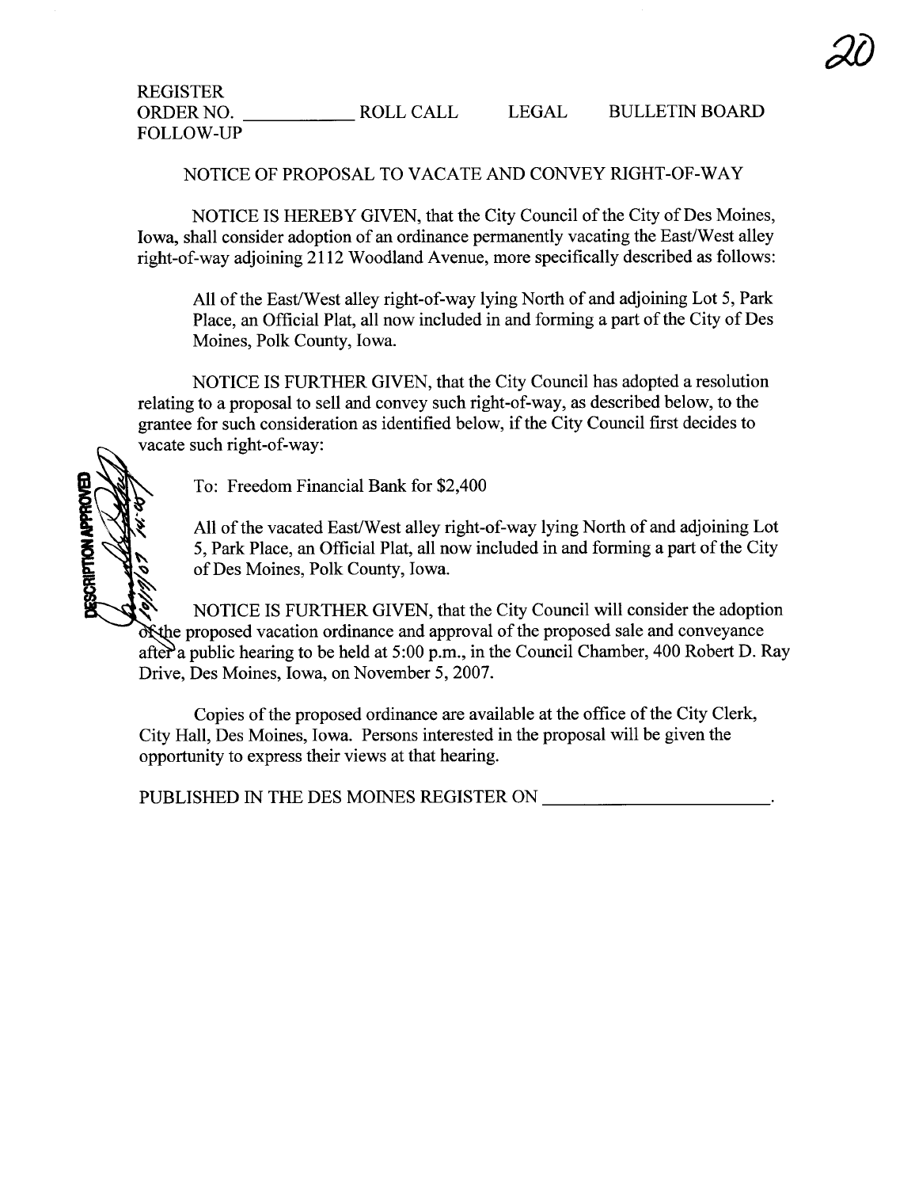REGISTER
ORDER NO. ____________ ROLL CALL LEGAL BULLETIN BOARD
FOLLOW-UP

NOTICE OF PROPOSAL TO VACATE AND CONVEY RIGHT-OF-WAY

NOTICE IS HEREBY GIVEN, that the City Council of the City of Des Moines, Iowa, shall consider adoption of an ordinance permanently vacating the East/West alley right-of-way adjoining 2112 Woodland Avenue, more specifically described as follows:

> All of the East/West alley right-of-way lying North of and adjoining Lot 5, Park Place, an Official Plat, all now included in and forming a part of the City of Des Moines, Polk County, Iowa.

NOTICE IS FURTHER GIVEN, that the City Council has adopted a resolution relating to a proposal to sell and convey such right-of-way, as described below, to the grantee for such consideration as identified below, if the City Council first decides to vacate such right-of-way:

> To: Freedom Financial Bank for $2,400
>
> All of the vacated East/West alley right-of-way lying North of and adjoining Lot 5, Park Place, an Official Plat, all now included in and forming a part of the City of Des Moines, Polk County, Iowa.

DESCRIPTION APPROVED 10/11/07

NOTICE IS FURTHER GIVEN, that the City Council will consider the adoption of the proposed vacation ordinance and approval of the proposed sale and conveyance after a public hearing to be held at 5:00 p.m., in the Council Chamber, 400 Robert D. Ray Drive, Des Moines, Iowa, on November 5, 2007.

Copies of the proposed ordinance are available at the office of the City Clerk, City Hall, Des Moines, Iowa. Persons interested in the proposal will be given the opportunity to express their views at that hearing.

PUBLISHED IN THE DES MOINES REGISTER ON ________________________.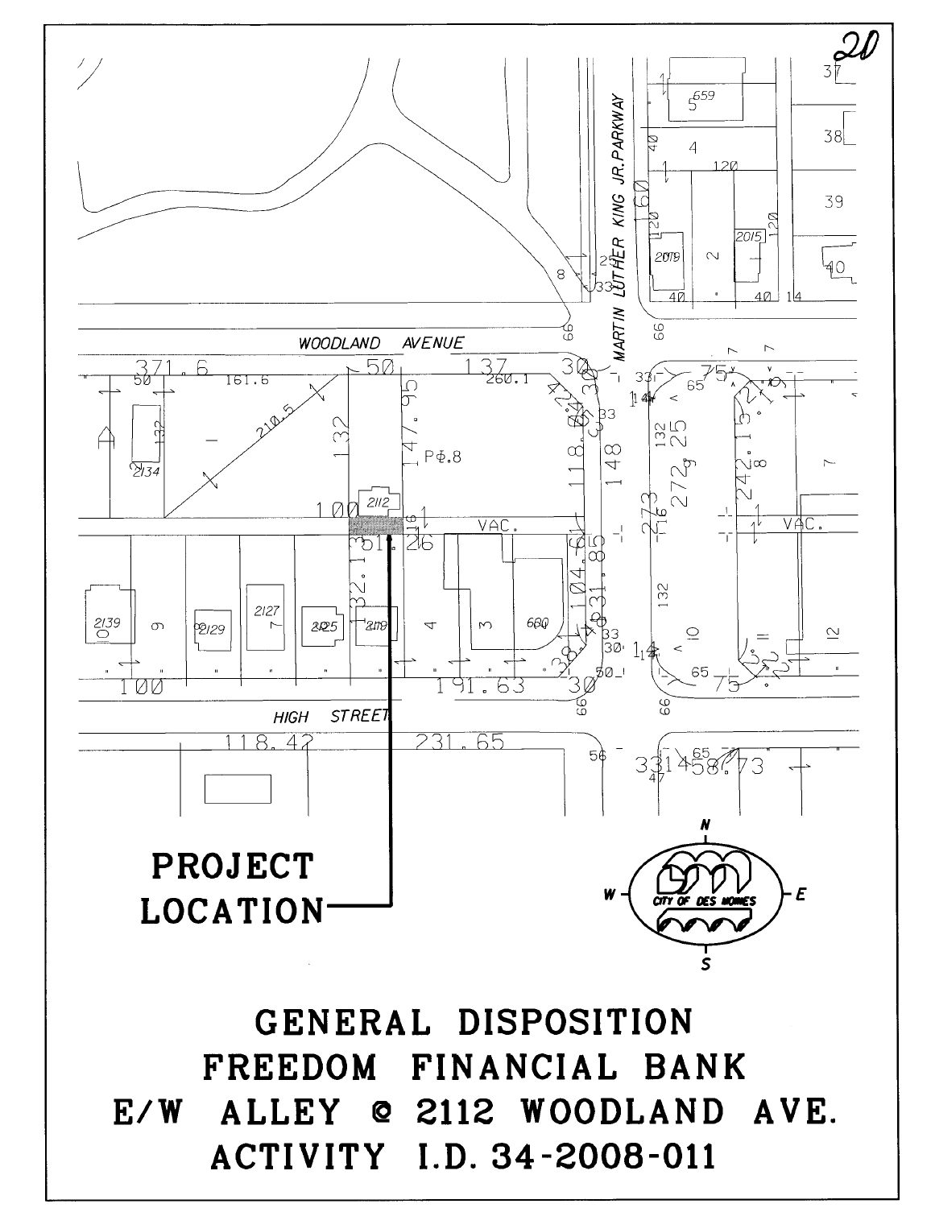WOODLAND AVENUE

HIGH STREET

MARTIN LUTHER KING JR. PARKWAY

PROJECT LOCATION

CITY OF DES MOINES

N

S

E

W

# GENERAL DISPOSITION
# FREEDOM FINANCIAL BANK
# E/W ALLEY @ 2112 WOODLAND AVE.
# ACTIVITY I.D. 34-2008-011